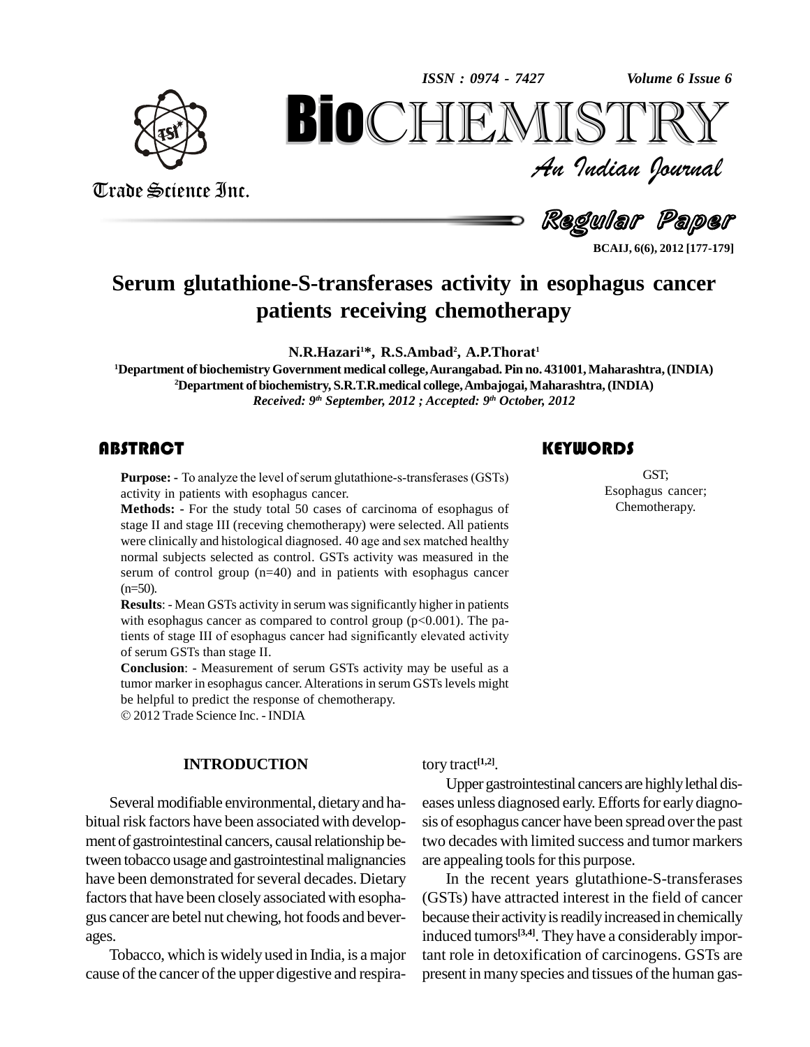# Serum glutathione-S-transferases activity in esophagus cancer patients receiving chemotherapy

**N.R.Hazari[1]*, R.S.Ambad[2], A.P.Thorat[1]**

[1]Department of biochemistry Government medical college, Aurangabad. Pin no. 431001, Maharashtra, (INDIA)
[2]Department of biochemistry, S.R.T.R.medical college, Ambajogai, Maharashtra, (INDIA)

*Received: 9th September, 2012 ; Accepted: 9th October, 2012*

## ABSTRACT

**Purpose: -** To analyze the level of serum glutathione-s-transferases (GSTs) activity in patients with esophagus cancer.

**Methods: -** For the study total 50 cases of carcinoma of esophagus of stage II and stage III (receving chemotherapy) were selected. All patients were clinically and histological diagnosed. 40 age and sex matched healthy normal subjects selected as control. GSTs activity was measured in the serum of control group (n=40) and in patients with esophagus cancer (n=50).

**Results**: - Mean GSTs activity in serum was significantly higher in patients with esophagus cancer as compared to control group (p<0.001). The patients of stage III of esophagus cancer had significantly elevated activity of serum GSTs than stage II.

**Conclusion**: - Measurement of serum GSTs activity may be useful as a tumor marker in esophagus cancer. Alterations in serum GSTs levels might be helpful to predict the response of chemotherapy.

© 2012 Trade Science Inc. - INDIA

## KEYWORDS

GST;
Esophagus cancer;
Chemotherapy.

## INTRODUCTION

Several modifiable environmental, dietary and habitual risk factors have been associated with development of gastrointestinal cancers, causal relationship between tobacco usage and gastrointestinal malignancies have been demonstrated for several decades. Dietary factors that have been closely associated with esophagus cancer are betel nut chewing, hot foods and beverages.

Tobacco, which is widely used in India, is a major cause of the cancer of the upper digestive and respiratory tract[1,2].

Upper gastrointestinal cancers are highly lethal diseases unless diagnosed early. Efforts for early diagnosis of esophagus cancer have been spread over the past two decades with limited success and tumor markers are appealing tools for this purpose.

In the recent years glutathione-S-transferases (GSTs) have attracted interest in the field of cancer because their activity is readily increased in chemically induced tumors[3,4]. They have a considerably important role in detoxification of carcinogens. GSTs are present in many species and tissues of the human gas-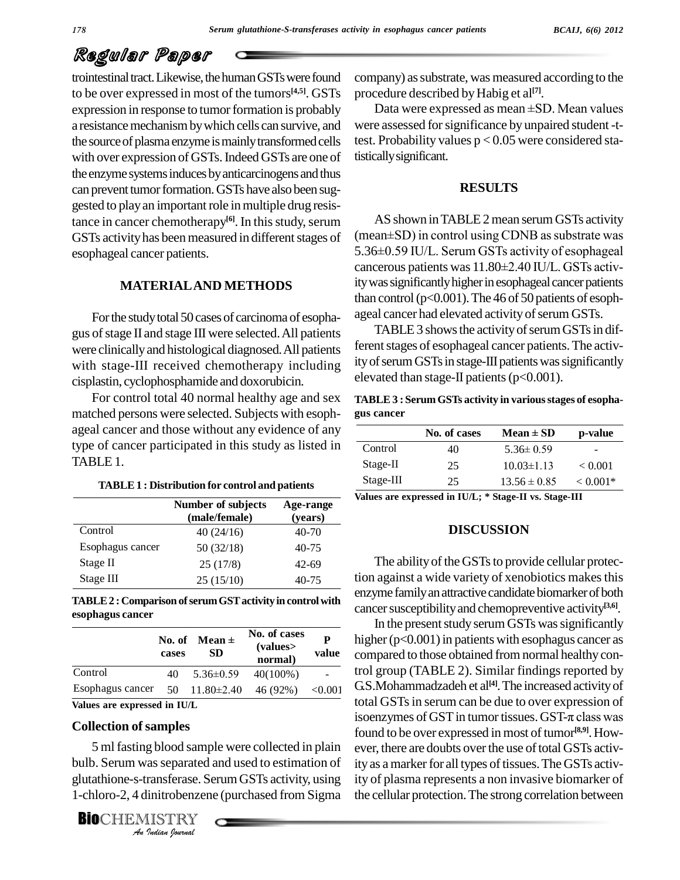trointestinal tract. Likewise, the human GSTs were found to be over expressed in most of the tumors[4,5]. GSTs expression in response to tumor formation is probably a resistance mechanism by which cells can survive, and the source of plasma enzyme is mainly transformed cells with over expression of GSTs. Indeed GSTs are one of the enzyme systems induces by anticarcinogens and thus can prevent tumor formation. GSTs have also been suggested to play an important role in multiple drug resistance in cancer chemotherapy[6]. In this study, serum GSTs activity has been measured in different stages of esophageal cancer patients.

## MATERIAL AND METHODS

For the study total 50 cases of carcinoma of esophagus of stage II and stage III were selected. All patients were clinically and histological diagnosed. All patients with stage-III received chemotherapy including cisplastin, cyclophosphamide and doxorubicin.

For control total 40 normal healthy age and sex matched persons were selected. Subjects with esophageal cancer and those without any evidence of any type of cancer participated in this study as listed in TABLE 1.

**TABLE 1 : Distribution for control and patients**

| | Number of subjects (male/female) | Age-range (years) |
|---|---|---|
| Control | 40 (24/16) | 40-70 |
| Esophagus cancer | 50 (32/18) | 40-75 |
| Stage II | 25 (17/8) | 42-69 |
| Stage III | 25 (15/10) | 40-75 |

**TABLE 2 : Comparison of serum GST activity in control with esophagus cancer**

| | No. of cases | Mean ± SD | No. of cases (values> normal) | P value |
|---|---|---|---|---|
| Control | 40 | 5.36±0.59 | 40(100%) | - |
| Esophagus cancer | 50 | 11.80±2.40 | 46 (92%) | <0.001 |

**Values are expressed in IU/L**

### Collection of samples

5 ml fasting blood sample were collected in plain bulb. Serum was separated and used to estimation of glutathione-s-transferase. Serum GSTs activity, using 1-chloro-2, 4 dinitrobenzene (purchased from Sigma company) as substrate, was measured according to the procedure described by Habig et al[7].

Data were expressed as mean ±SD. Mean values were assessed for significance by unpaired student -t-test. Probability values $p < 0.05$ were considered statistically significant.

## RESULTS

AS shown in TABLE 2 mean serum GSTs activity (mean±SD) in control using CDNB as substrate was 5.36±0.59 IU/L. Serum GSTs activity of esophageal cancerous patients was 11.80±2.40 IU/L. GSTs activity was significantly higher in esophageal cancer patients than control ($p<0.001$). The 46 of 50 patients of esophageal cancer had elevated activity of serum GSTs.

TABLE 3 shows the activity of serum GSTs in different stages of esophageal cancer patients. The activity of serum GSTs in stage-III patients was significantly elevated than stage-II patients ($p<0.001$).

**TABLE 3 : Serum GSTs activity in various stages of esophagus cancer**

| | No. of cases | Mean ± SD | p-value |
|---|---|---|---|
| Control | 40 | 5.36± 0.59 | - |
| Stage-II | 25 | 10.03±1.13 | < 0.001 |
| Stage-III | 25 | 13.56 ± 0.85 | < 0.001* |

**Values are expressed in IU/L; * Stage-II vs. Stage-III**

## DISCUSSION

The ability of the GSTs to provide cellular protection against a wide variety of xenobiotics makes this enzyme family an attractive candidate biomarker of both cancer susceptibility and chemopreventive activity[3,6].

In the present study serum GSTs was significantly higher ($p<0.001$) in patients with esophagus cancer as compared to those obtained from normal healthy control group (TABLE 2). Similar findings reported by G.S.Mohammadzadeh et al[4]. The increased activity of total GSTs in serum can be due to over expression of isoenzymes of GST in tumor tissues. GST-$\pi$ class was found to be over expressed in most of tumor[8,9]. However, there are doubts over the use of total GSTs activity as a marker for all types of tissues. The GSTs activity of plasma represents a non invasive biomarker of the cellular protection. The strong correlation between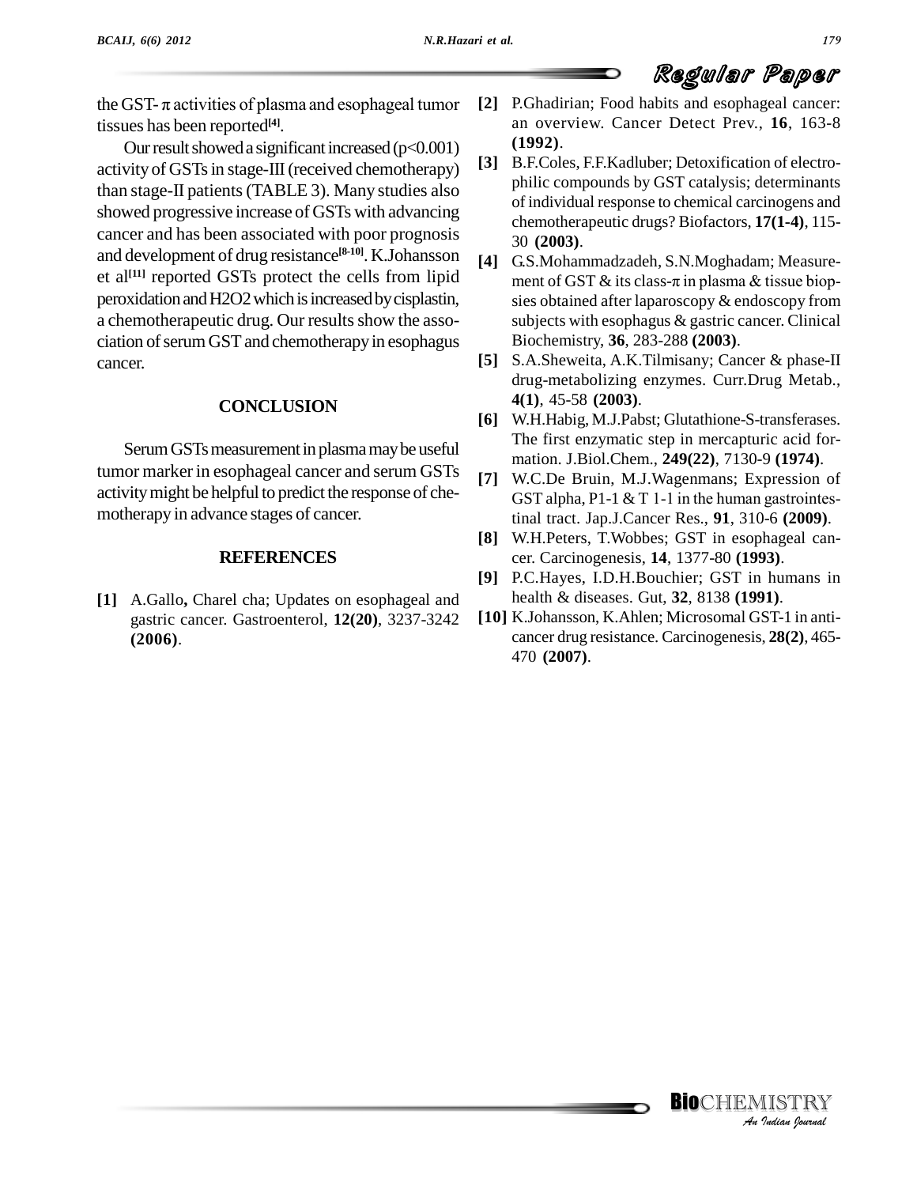the GST-π activities of plasma and esophageal tumor tissues has been reported[4].

Our result showed a significant increased ($p<0.001$) activity of GSTs in stage-III (received chemotherapy) than stage-II patients (TABLE 3). Many studies also showed progressive increase of GSTs with advancing cancer and has been associated with poor prognosis and development of drug resistance[8-10]. K.Johansson et al[11] reported GSTs protect the cells from lipid peroxidation and H2O2 which is increased by cisplastin, a chemotherapeutic drug. Our results show the association of serum GST and chemotherapy in esophagus cancer.

## CONCLUSION

Serum GSTs measurement in plasma may be useful tumor marker in esophageal cancer and serum GSTs activity might be helpful to predict the response of chemotherapy in advance stages of cancer.

## REFERENCES

**[1]** A.Gallo**,** Charel cha; Updates on esophageal and gastric cancer. Gastroenterol, **12(20)**, 3237-3242 **(2006)**.

**[2]** P.Ghadirian; Food habits and esophageal cancer: an overview. Cancer Detect Prev., **16**, 163-8 **(1992)**.

**[3]** B.F.Coles, F.F.Kadluber; Detoxification of electrophilic compounds by GST catalysis; determinants of individual response to chemical carcinogens and chemotherapeutic drugs? Biofactors, **17(1-4)**, 115-30 **(2003)**.

**[4]** G.S.Mohammadzadeh, S.N.Moghadam; Measurement of GST & its class-π in plasma & tissue biopsies obtained after laparoscopy & endoscopy from subjects with esophagus & gastric cancer. Clinical Biochemistry, **36**, 283-288 **(2003)**.

**[5]** S.A.Sheweita, A.K.Tilmisany; Cancer & phase-II drug-metabolizing enzymes. Curr.Drug Metab., **4(1)**, 45-58 **(2003)**.

**[6]** W.H.Habig, M.J.Pabst; Glutathione-S-transferases. The first enzymatic step in mercapturic acid formation. J.Biol.Chem., **249(22)**, 7130-9 **(1974)**.

**[7]** W.C.De Bruin, M.J.Wagenmans; Expression of GST alpha, P1-1 & T 1-1 in the human gastrointestinal tract. Jap.J.Cancer Res., **91**, 310-6 **(2009)**.

**[8]** W.H.Peters, T.Wobbes; GST in esophageal cancer. Carcinogenesis, **14**, 1377-80 **(1993)**.

**[9]** P.C.Hayes, I.D.H.Bouchier; GST in humans in health & diseases. Gut, **32**, 8138 **(1991)**.

**[10]** K.Johansson, K.Ahlen; Microsomal GST-1 in anticancer drug resistance. Carcinogenesis, **28(2)**, 465-470 **(2007)**.